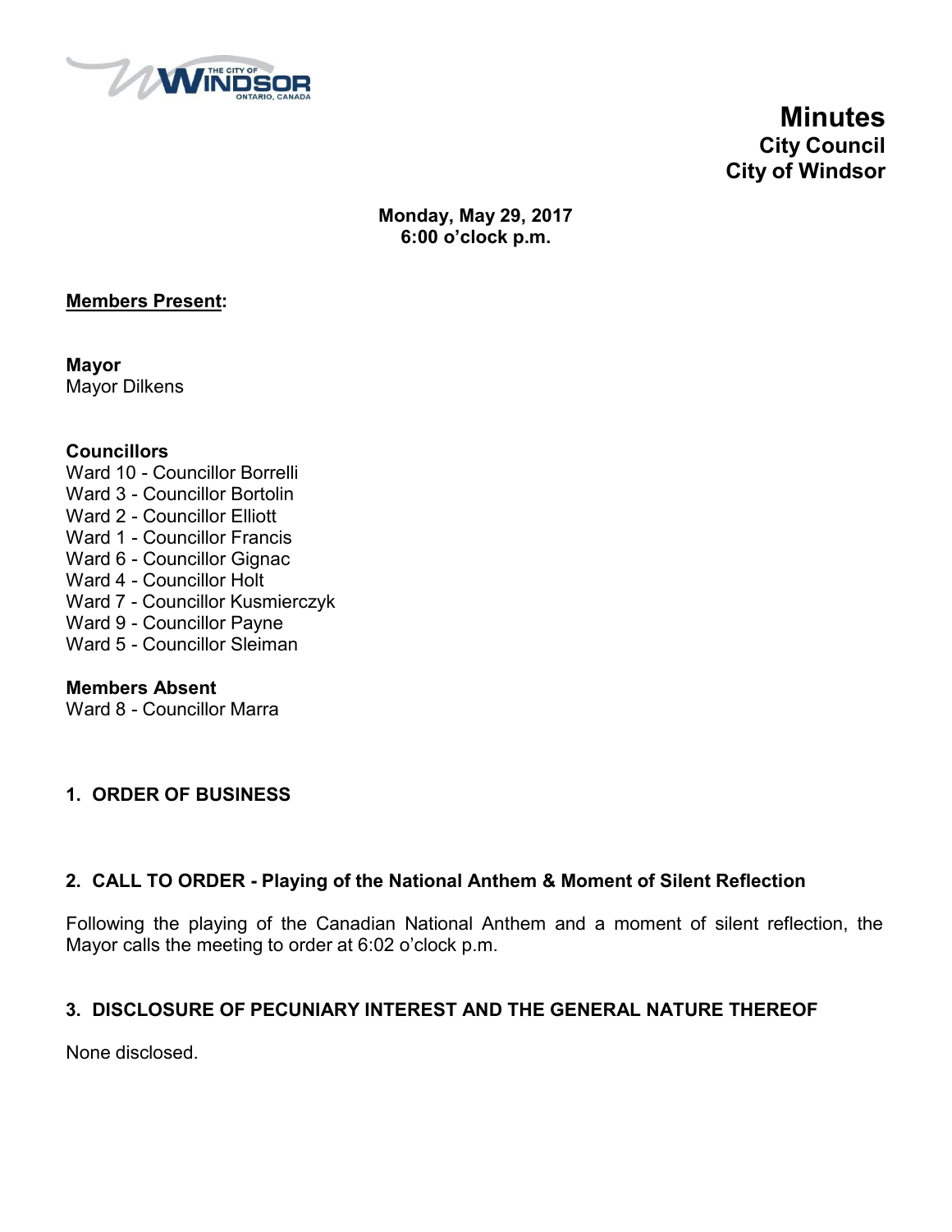# Minutes
## City Council
## City of Windsor

**Monday, May 29, 2017**
**6:00 o'clock p.m.**

**Members Present:**

**Mayor**
Mayor Dilkens

**Councillors**
Ward 10 - Councillor Borrelli
Ward 3 - Councillor Bortolin
Ward 2 - Councillor Elliott
Ward 1 - Councillor Francis
Ward 6 - Councillor Gignac
Ward 4 - Councillor Holt
Ward 7 - Councillor Kusmierczyk
Ward 9 - Councillor Payne
Ward 5 - Councillor Sleiman

**Members Absent**
Ward 8 - Councillor Marra

### 1. ORDER OF BUSINESS

### 2. CALL TO ORDER - Playing of the National Anthem & Moment of Silent Reflection

Following the playing of the Canadian National Anthem and a moment of silent reflection, the Mayor calls the meeting to order at 6:02 o'clock p.m.

### 3. DISCLOSURE OF PECUNIARY INTEREST AND THE GENERAL NATURE THEREOF

None disclosed.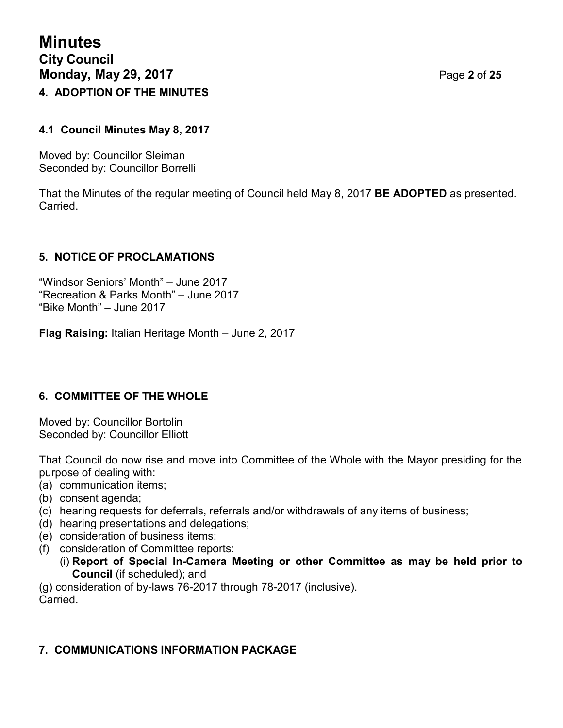## 4. ADOPTION OF THE MINUTES

### 4.1 Council Minutes May 8, 2017

Moved by: Councillor Sleiman
Seconded by: Councillor Borrelli

That the Minutes of the regular meeting of Council held May 8, 2017 **BE ADOPTED** as presented.
Carried.

## 5. NOTICE OF PROCLAMATIONS

"Windsor Seniors' Month" – June 2017
"Recreation & Parks Month" – June 2017
"Bike Month" – June 2017

**Flag Raising:** Italian Heritage Month – June 2, 2017

## 6. COMMITTEE OF THE WHOLE

Moved by: Councillor Bortolin
Seconded by: Councillor Elliott

That Council do now rise and move into Committee of the Whole with the Mayor presiding for the purpose of dealing with:

(a) communication items;
(b) consent agenda;
(c) hearing requests for deferrals, referrals and/or withdrawals of any items of business;
(d) hearing presentations and delegations;
(e) consideration of business items;
(f) consideration of Committee reports:
    (i) **Report of Special In-Camera Meeting or other Committee as may be held prior to Council** (if scheduled); and
(g) consideration of by-laws 76-2017 through 78-2017 (inclusive).

Carried.

## 7. COMMUNICATIONS INFORMATION PACKAGE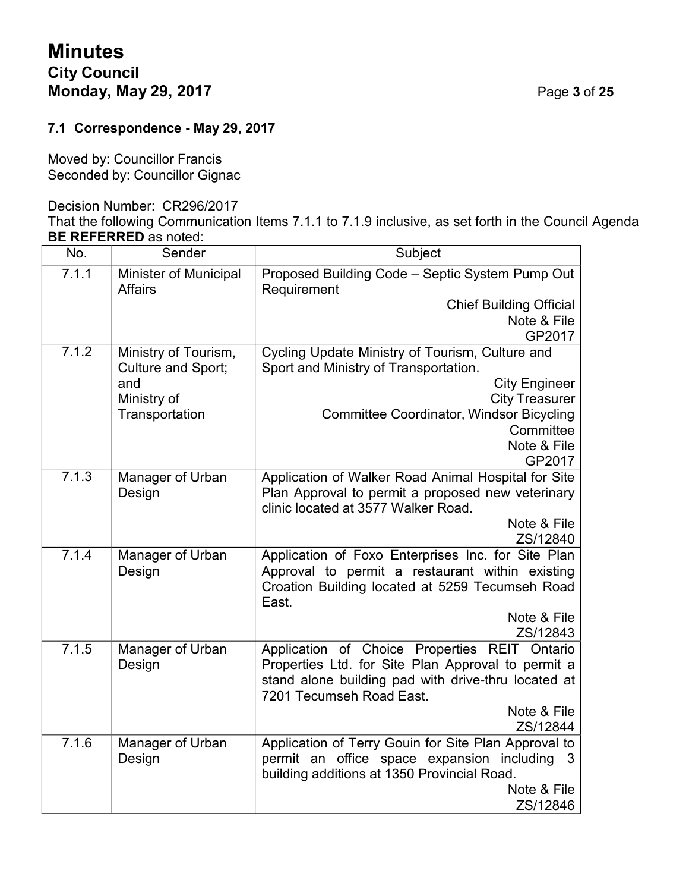### 7.1 Correspondence - May 29, 2017

Moved by: Councillor Francis
Seconded by: Councillor Gignac

Decision Number: CR296/2017
That the following Communication Items 7.1.1 to 7.1.9 inclusive, as set forth in the Council Agenda **BE REFERRED** as noted:

| No. | Sender | Subject |
|---|---|---|
| 7.1.1 | Minister of Municipal Affairs | Proposed Building Code – Septic System Pump Out Requirement<br>Chief Building Official<br>Note & File<br>GP2017 |
| 7.1.2 | Ministry of Tourism, Culture and Sport; and Ministry of Transportation | Cycling Update Ministry of Tourism, Culture and Sport and Ministry of Transportation.<br>City Engineer<br>City Treasurer<br>Committee Coordinator, Windsor Bicycling Committee<br>Note & File<br>GP2017 |
| 7.1.3 | Manager of Urban Design | Application of Walker Road Animal Hospital for Site Plan Approval to permit a proposed new veterinary clinic located at 3577 Walker Road.<br>Note & File<br>ZS/12840 |
| 7.1.4 | Manager of Urban Design | Application of Foxo Enterprises Inc. for Site Plan Approval to permit a restaurant within existing Croation Building located at 5259 Tecumseh Road East.<br>Note & File<br>ZS/12843 |
| 7.1.5 | Manager of Urban Design | Application of Choice Properties REIT Ontario Properties Ltd. for Site Plan Approval to permit a stand alone building pad with drive-thru located at 7201 Tecumseh Road East.<br>Note & File<br>ZS/12844 |
| 7.1.6 | Manager of Urban Design | Application of Terry Gouin for Site Plan Approval to permit an office space expansion including 3 building additions at 1350 Provincial Road.<br>Note & File<br>ZS/12846 |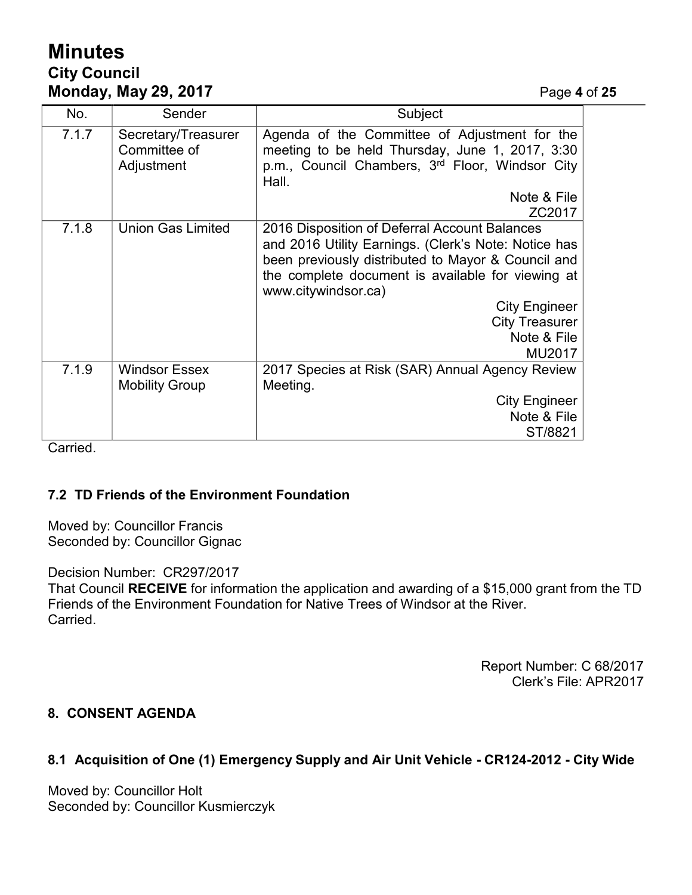| No. | Sender | Subject |
|---|---|---|
| 7.1.7 | Secretary/Treasurer Committee of Adjustment | Agenda of the Committee of Adjustment for the meeting to be held Thursday, June 1, 2017, 3:30 p.m., Council Chambers, 3rd Floor, Windsor City Hall.<br>Note & File<br>ZC2017 |
| 7.1.8 | Union Gas Limited | 2016 Disposition of Deferral Account Balances and 2016 Utility Earnings. (Clerk's Note: Notice has been previously distributed to Mayor & Council and the complete document is available for viewing at www.citywindsor.ca)<br>City Engineer<br>City Treasurer<br>Note & File<br>MU2017 |
| 7.1.9 | Windsor Essex Mobility Group | 2017 Species at Risk (SAR) Annual Agency Review Meeting.<br>City Engineer<br>Note & File<br>ST/8821 |

Carried.

### 7.2 TD Friends of the Environment Foundation

Moved by: Councillor Francis
Seconded by: Councillor Gignac

Decision Number: CR297/2017
That Council **RECEIVE** for information the application and awarding of a $15,000 grant from the TD Friends of the Environment Foundation for Native Trees of Windsor at the River.
Carried.

Report Number: C 68/2017
Clerk's File: APR2017

## 8. CONSENT AGENDA

### 8.1 Acquisition of One (1) Emergency Supply and Air Unit Vehicle - CR124-2012 - City Wide

Moved by: Councillor Holt
Seconded by: Councillor Kusmierczyk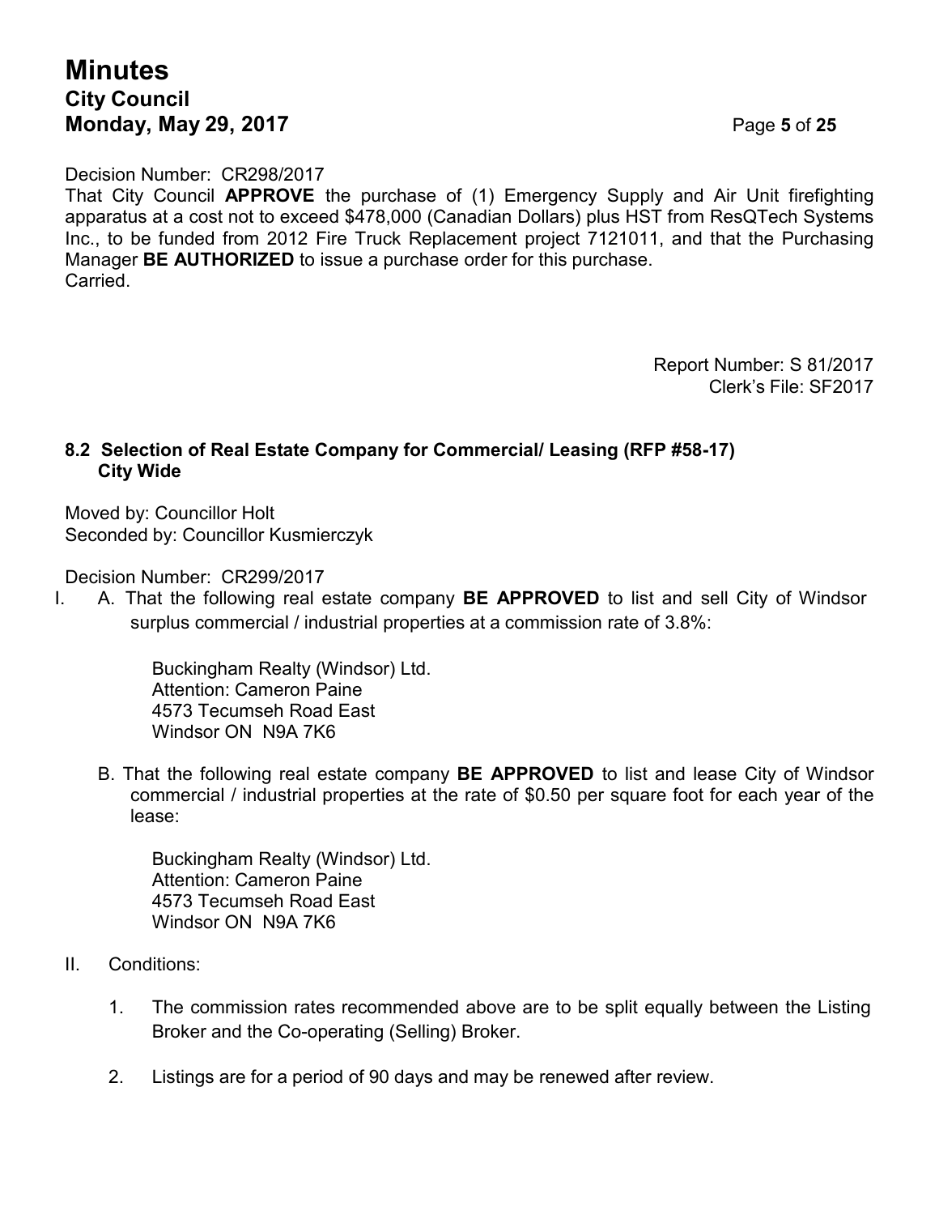Decision Number: CR298/2017
That City Council **APPROVE** the purchase of (1) Emergency Supply and Air Unit firefighting apparatus at a cost not to exceed $478,000 (Canadian Dollars) plus HST from ResQTech Systems Inc., to be funded from 2012 Fire Truck Replacement project 7121011, and that the Purchasing Manager **BE AUTHORIZED** to issue a purchase order for this purchase.
Carried.

Report Number: S 81/2017
Clerk's File: SF2017

### 8.2 Selection of Real Estate Company for Commercial/ Leasing (RFP #58-17) City Wide

Moved by: Councillor Holt
Seconded by: Councillor Kusmierczyk

Decision Number: CR299/2017

I. A. That the following real estate company **BE APPROVED** to list and sell City of Windsor surplus commercial / industrial properties at a commission rate of 3.8%:

Buckingham Realty (Windsor) Ltd.
Attention: Cameron Paine
4573 Tecumseh Road East
Windsor ON N9A 7K6

B. That the following real estate company **BE APPROVED** to list and lease City of Windsor commercial / industrial properties at the rate of $0.50 per square foot for each year of the lease:

Buckingham Realty (Windsor) Ltd.
Attention: Cameron Paine
4573 Tecumseh Road East
Windsor ON N9A 7K6

II. Conditions:

1. The commission rates recommended above are to be split equally between the Listing Broker and the Co-operating (Selling) Broker.

2. Listings are for a period of 90 days and may be renewed after review.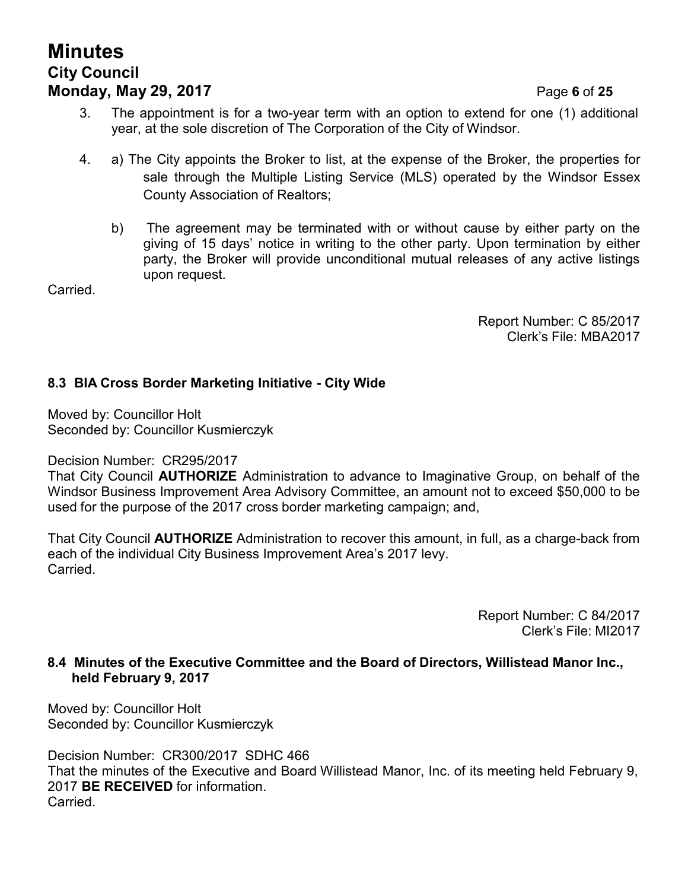3. The appointment is for a two-year term with an option to extend for one (1) additional year, at the sole discretion of The Corporation of the City of Windsor.

4. a) The City appoints the Broker to list, at the expense of the Broker, the properties for sale through the Multiple Listing Service (MLS) operated by the Windsor Essex County Association of Realtors;

   b) The agreement may be terminated with or without cause by either party on the giving of 15 days' notice in writing to the other party. Upon termination by either party, the Broker will provide unconditional mutual releases of any active listings upon request.

Carried.

Report Number: C 85/2017
Clerk's File: MBA2017

### 8.3 BIA Cross Border Marketing Initiative - City Wide

Moved by: Councillor Holt
Seconded by: Councillor Kusmierczyk

Decision Number: CR295/2017
That City Council **AUTHORIZE** Administration to advance to Imaginative Group, on behalf of the Windsor Business Improvement Area Advisory Committee, an amount not to exceed $50,000 to be used for the purpose of the 2017 cross border marketing campaign; and,

That City Council **AUTHORIZE** Administration to recover this amount, in full, as a charge-back from each of the individual City Business Improvement Area's 2017 levy.
Carried.

Report Number: C 84/2017
Clerk's File: MI2017

### 8.4 Minutes of the Executive Committee and the Board of Directors, Willistead Manor Inc., held February 9, 2017

Moved by: Councillor Holt
Seconded by: Councillor Kusmierczyk

Decision Number: CR300/2017 SDHC 466
That the minutes of the Executive and Board Willistead Manor, Inc. of its meeting held February 9, 2017 **BE RECEIVED** for information.
Carried.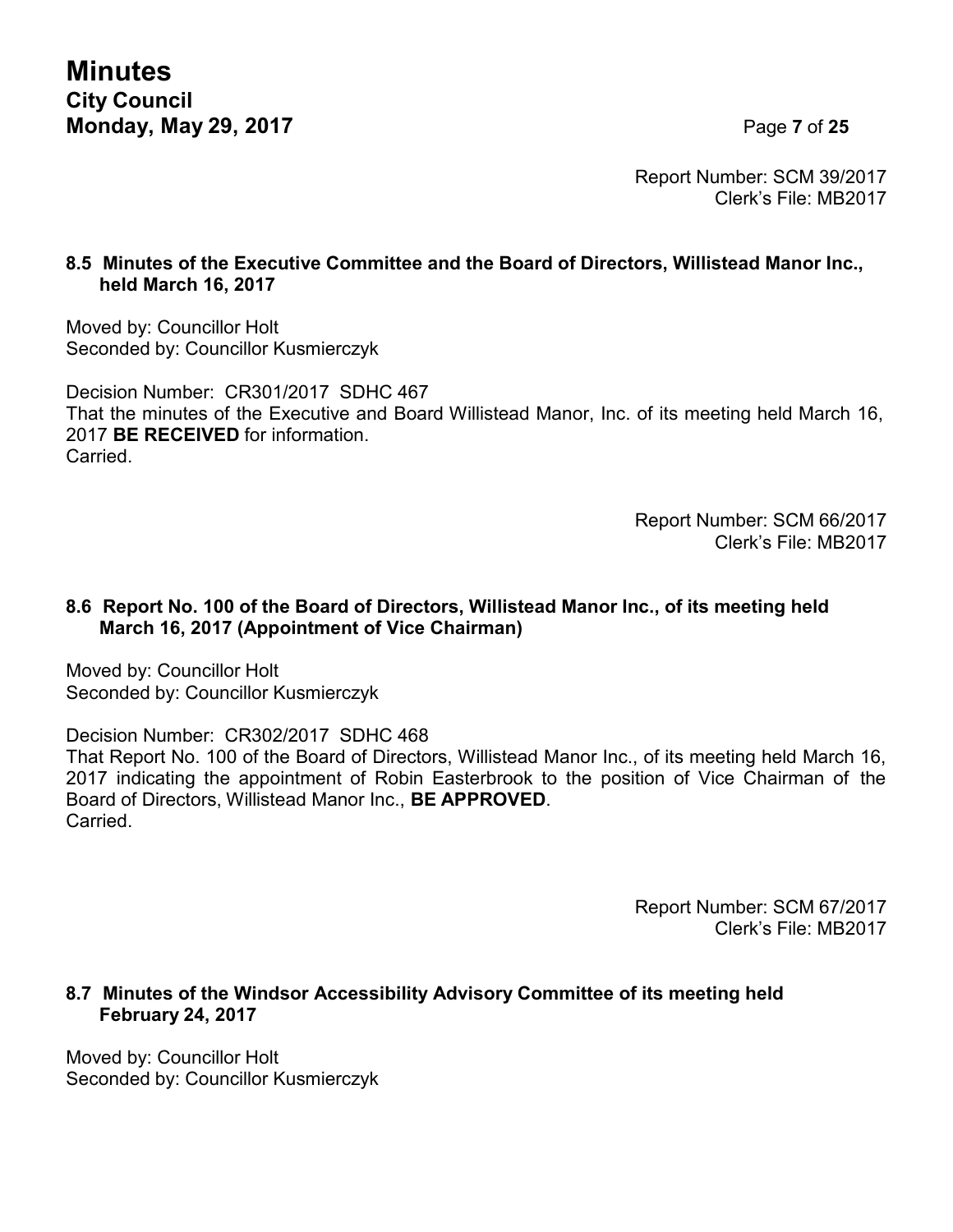Report Number: SCM 39/2017
Clerk's File: MB2017

### 8.5 Minutes of the Executive Committee and the Board of Directors, Willistead Manor Inc., held March 16, 2017

Moved by: Councillor Holt
Seconded by: Councillor Kusmierczyk

Decision Number: CR301/2017 SDHC 467
That the minutes of the Executive and Board Willistead Manor, Inc. of its meeting held March 16, 2017 **BE RECEIVED** for information.
Carried.

Report Number: SCM 66/2017
Clerk's File: MB2017

### 8.6 Report No. 100 of the Board of Directors, Willistead Manor Inc., of its meeting held March 16, 2017 (Appointment of Vice Chairman)

Moved by: Councillor Holt
Seconded by: Councillor Kusmierczyk

Decision Number: CR302/2017 SDHC 468
That Report No. 100 of the Board of Directors, Willistead Manor Inc., of its meeting held March 16, 2017 indicating the appointment of Robin Easterbrook to the position of Vice Chairman of the Board of Directors, Willistead Manor Inc., **BE APPROVED**.
Carried.

Report Number: SCM 67/2017
Clerk's File: MB2017

### 8.7 Minutes of the Windsor Accessibility Advisory Committee of its meeting held February 24, 2017

Moved by: Councillor Holt
Seconded by: Councillor Kusmierczyk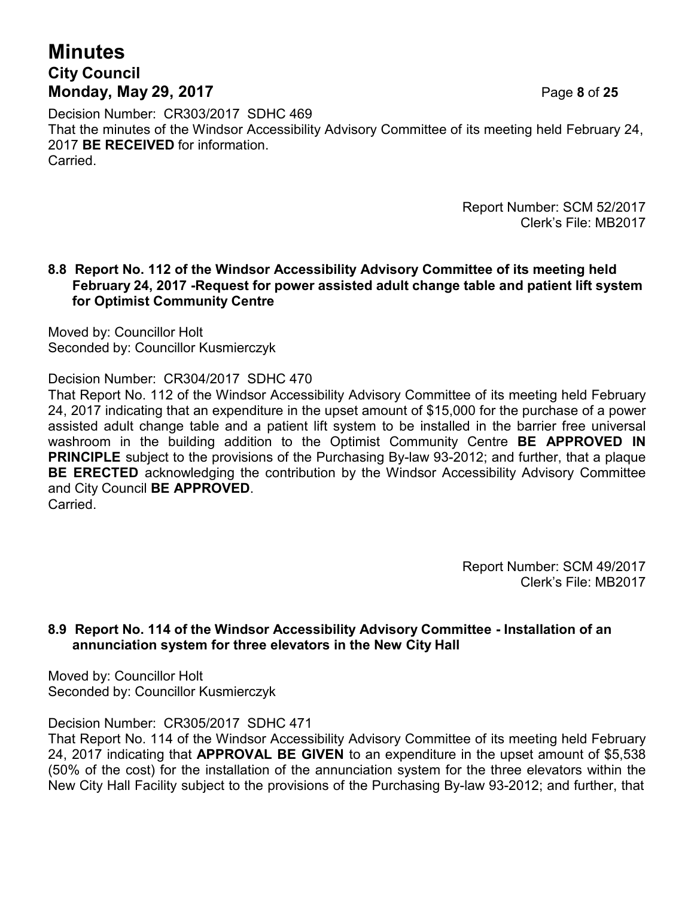Decision Number: CR303/2017 SDHC 469
That the minutes of the Windsor Accessibility Advisory Committee of its meeting held February 24, 2017 **BE RECEIVED** for information.
Carried.

Report Number: SCM 52/2017
Clerk's File: MB2017

### 8.8 Report No. 112 of the Windsor Accessibility Advisory Committee of its meeting held February 24, 2017 -Request for power assisted adult change table and patient lift system for Optimist Community Centre

Moved by: Councillor Holt
Seconded by: Councillor Kusmierczyk

Decision Number: CR304/2017 SDHC 470
That Report No. 112 of the Windsor Accessibility Advisory Committee of its meeting held February 24, 2017 indicating that an expenditure in the upset amount of $15,000 for the purchase of a power assisted adult change table and a patient lift system to be installed in the barrier free universal washroom in the building addition to the Optimist Community Centre **BE APPROVED IN PRINCIPLE** subject to the provisions of the Purchasing By-law 93-2012; and further, that a plaque **BE ERECTED** acknowledging the contribution by the Windsor Accessibility Advisory Committee and City Council **BE APPROVED**.
Carried.

Report Number: SCM 49/2017
Clerk's File: MB2017

### 8.9 Report No. 114 of the Windsor Accessibility Advisory Committee - Installation of an annunciation system for three elevators in the New City Hall

Moved by: Councillor Holt
Seconded by: Councillor Kusmierczyk

Decision Number: CR305/2017 SDHC 471
That Report No. 114 of the Windsor Accessibility Advisory Committee of its meeting held February 24, 2017 indicating that **APPROVAL BE GIVEN** to an expenditure in the upset amount of $5,538 (50% of the cost) for the installation of the annunciation system for the three elevators within the New City Hall Facility subject to the provisions of the Purchasing By-law 93-2012; and further, that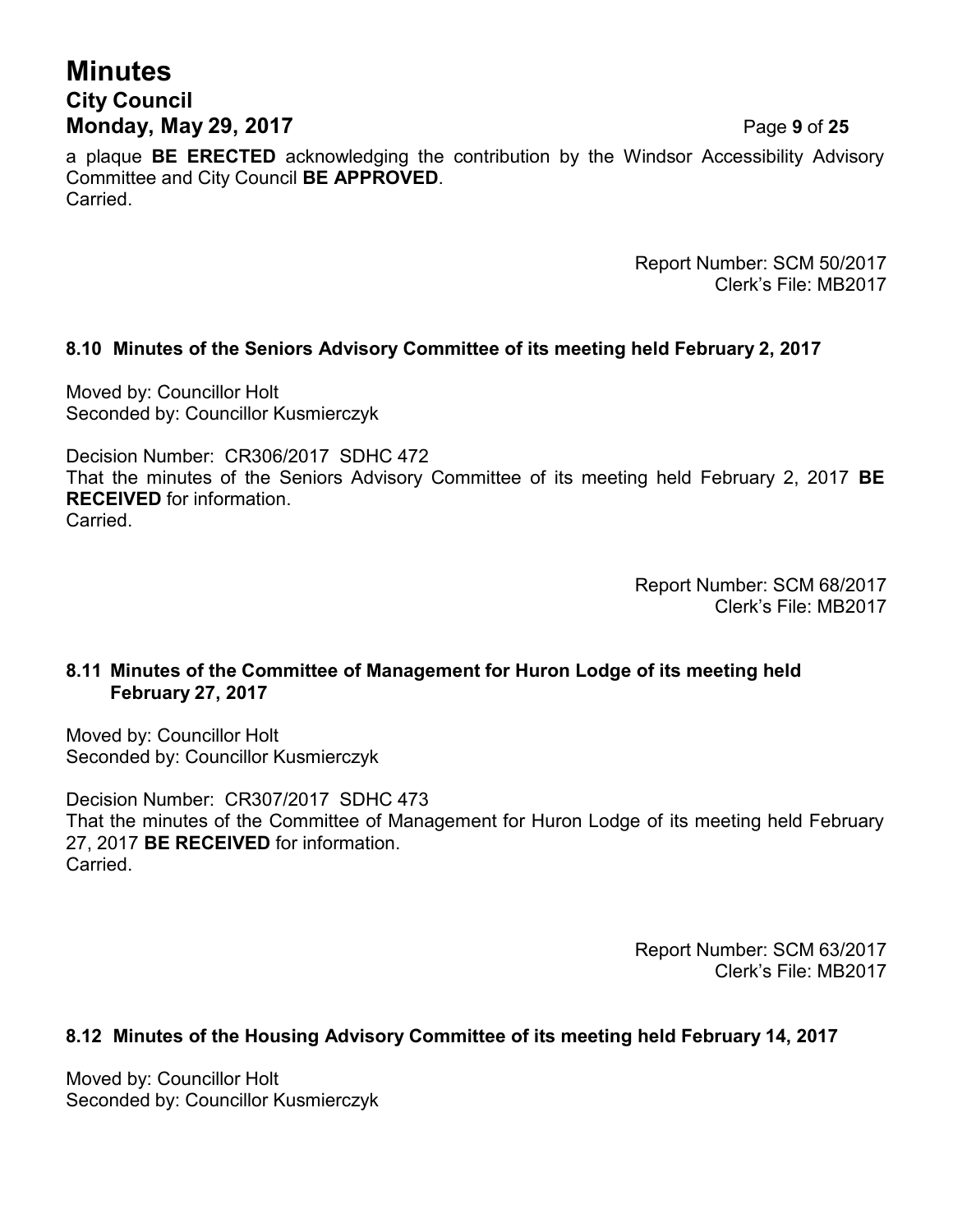a plaque **BE ERECTED** acknowledging the contribution by the Windsor Accessibility Advisory Committee and City Council **BE APPROVED**.
Carried.

Report Number: SCM 50/2017
Clerk's File: MB2017

### 8.10 Minutes of the Seniors Advisory Committee of its meeting held February 2, 2017

Moved by: Councillor Holt
Seconded by: Councillor Kusmierczyk

Decision Number: CR306/2017 SDHC 472
That the minutes of the Seniors Advisory Committee of its meeting held February 2, 2017 **BE RECEIVED** for information.
Carried.

Report Number: SCM 68/2017
Clerk's File: MB2017

### 8.11 Minutes of the Committee of Management for Huron Lodge of its meeting held February 27, 2017

Moved by: Councillor Holt
Seconded by: Councillor Kusmierczyk

Decision Number: CR307/2017 SDHC 473
That the minutes of the Committee of Management for Huron Lodge of its meeting held February 27, 2017 **BE RECEIVED** for information.
Carried.

Report Number: SCM 63/2017
Clerk's File: MB2017

### 8.12 Minutes of the Housing Advisory Committee of its meeting held February 14, 2017

Moved by: Councillor Holt
Seconded by: Councillor Kusmierczyk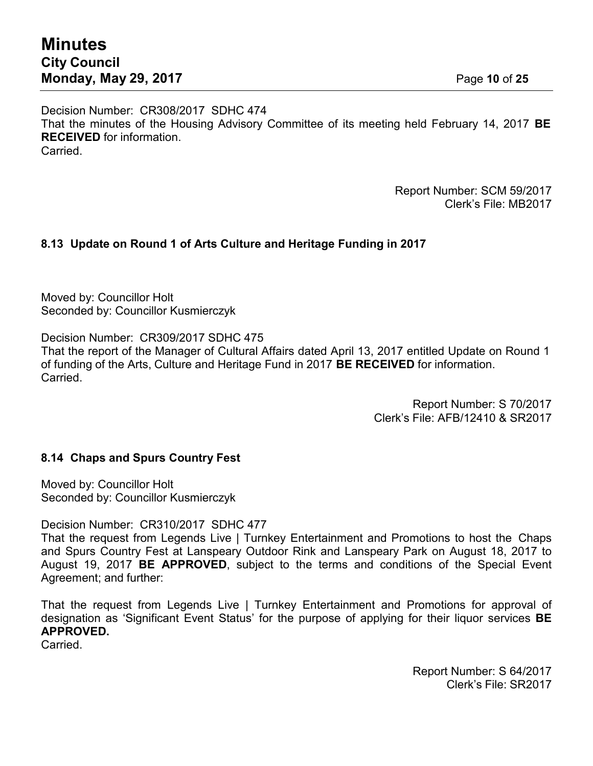Decision Number: CR308/2017 SDHC 474
That the minutes of the Housing Advisory Committee of its meeting held February 14, 2017 **BE RECEIVED** for information.
Carried.

Report Number: SCM 59/2017
Clerk's File: MB2017

### 8.13 Update on Round 1 of Arts Culture and Heritage Funding in 2017

Moved by: Councillor Holt
Seconded by: Councillor Kusmierczyk

Decision Number: CR309/2017 SDHC 475
That the report of the Manager of Cultural Affairs dated April 13, 2017 entitled Update on Round 1 of funding of the Arts, Culture and Heritage Fund in 2017 **BE RECEIVED** for information.
Carried.

Report Number: S 70/2017
Clerk's File: AFB/12410 & SR2017

### 8.14 Chaps and Spurs Country Fest

Moved by: Councillor Holt
Seconded by: Councillor Kusmierczyk

Decision Number: CR310/2017 SDHC 477
That the request from Legends Live | Turnkey Entertainment and Promotions to host the Chaps and Spurs Country Fest at Lanspeary Outdoor Rink and Lanspeary Park on August 18, 2017 to August 19, 2017 **BE APPROVED**, subject to the terms and conditions of the Special Event Agreement; and further:

That the request from Legends Live | Turnkey Entertainment and Promotions for approval of designation as 'Significant Event Status' for the purpose of applying for their liquor services **BE APPROVED.**
Carried.

Report Number: S 64/2017
Clerk's File: SR2017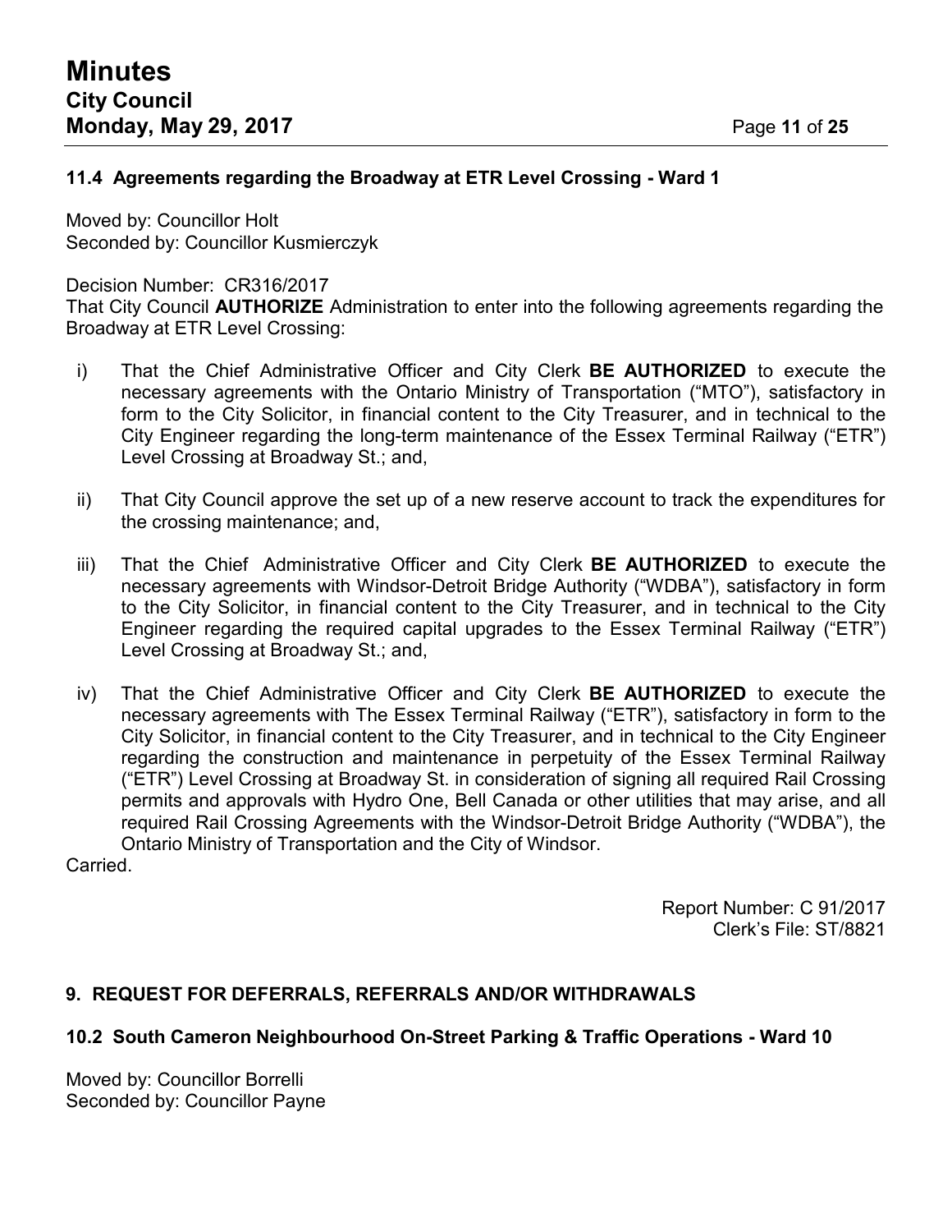### 11.4 Agreements regarding the Broadway at ETR Level Crossing - Ward 1

Moved by: Councillor Holt
Seconded by: Councillor Kusmierczyk

Decision Number: CR316/2017
That City Council **AUTHORIZE** Administration to enter into the following agreements regarding the Broadway at ETR Level Crossing:

i) That the Chief Administrative Officer and City Clerk **BE AUTHORIZED** to execute the necessary agreements with the Ontario Ministry of Transportation ("MTO"), satisfactory in form to the City Solicitor, in financial content to the City Treasurer, and in technical to the City Engineer regarding the long-term maintenance of the Essex Terminal Railway ("ETR") Level Crossing at Broadway St.; and,

ii) That City Council approve the set up of a new reserve account to track the expenditures for the crossing maintenance; and,

iii) That the Chief Administrative Officer and City Clerk **BE AUTHORIZED** to execute the necessary agreements with Windsor-Detroit Bridge Authority ("WDBA"), satisfactory in form to the City Solicitor, in financial content to the City Treasurer, and in technical to the City Engineer regarding the required capital upgrades to the Essex Terminal Railway ("ETR") Level Crossing at Broadway St.; and,

iv) That the Chief Administrative Officer and City Clerk **BE AUTHORIZED** to execute the necessary agreements with The Essex Terminal Railway ("ETR"), satisfactory in form to the City Solicitor, in financial content to the City Treasurer, and in technical to the City Engineer regarding the construction and maintenance in perpetuity of the Essex Terminal Railway ("ETR") Level Crossing at Broadway St. in consideration of signing all required Rail Crossing permits and approvals with Hydro One, Bell Canada or other utilities that may arise, and all required Rail Crossing Agreements with the Windsor-Detroit Bridge Authority ("WDBA"), the Ontario Ministry of Transportation and the City of Windsor.

Carried.

Report Number: C 91/2017
Clerk's File: ST/8821

## 9. REQUEST FOR DEFERRALS, REFERRALS AND/OR WITHDRAWALS

### 10.2 South Cameron Neighbourhood On-Street Parking & Traffic Operations - Ward 10

Moved by: Councillor Borrelli
Seconded by: Councillor Payne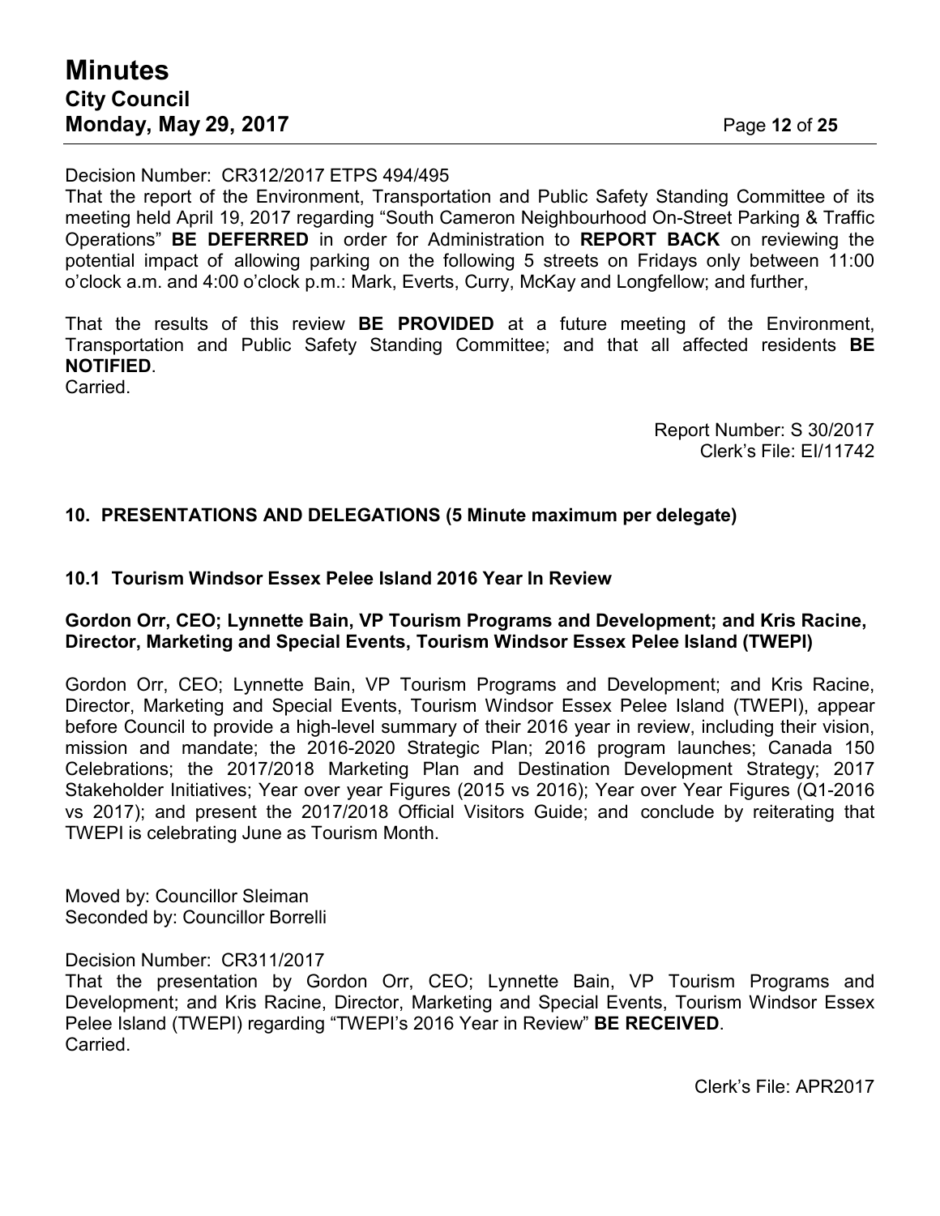Decision Number: CR312/2017 ETPS 494/495
That the report of the Environment, Transportation and Public Safety Standing Committee of its meeting held April 19, 2017 regarding "South Cameron Neighbourhood On-Street Parking & Traffic Operations" **BE DEFERRED** in order for Administration to **REPORT BACK** on reviewing the potential impact of allowing parking on the following 5 streets on Fridays only between 11:00 o'clock a.m. and 4:00 o'clock p.m.: Mark, Everts, Curry, McKay and Longfellow; and further,

That the results of this review **BE PROVIDED** at a future meeting of the Environment, Transportation and Public Safety Standing Committee; and that all affected residents **BE NOTIFIED**.
Carried.

Report Number: S 30/2017
Clerk's File: EI/11742

## 10. PRESENTATIONS AND DELEGATIONS (5 Minute maximum per delegate)

### 10.1 Tourism Windsor Essex Pelee Island 2016 Year In Review

**Gordon Orr, CEO; Lynnette Bain, VP Tourism Programs and Development; and Kris Racine, Director, Marketing and Special Events, Tourism Windsor Essex Pelee Island (TWEPI)**

Gordon Orr, CEO; Lynnette Bain, VP Tourism Programs and Development; and Kris Racine, Director, Marketing and Special Events, Tourism Windsor Essex Pelee Island (TWEPI), appear before Council to provide a high-level summary of their 2016 year in review, including their vision, mission and mandate; the 2016-2020 Strategic Plan; 2016 program launches; Canada 150 Celebrations; the 2017/2018 Marketing Plan and Destination Development Strategy; 2017 Stakeholder Initiatives; Year over year Figures (2015 vs 2016); Year over Year Figures (Q1-2016 vs 2017); and present the 2017/2018 Official Visitors Guide; and conclude by reiterating that TWEPI is celebrating June as Tourism Month.

Moved by: Councillor Sleiman
Seconded by: Councillor Borrelli

Decision Number: CR311/2017
That the presentation by Gordon Orr, CEO; Lynnette Bain, VP Tourism Programs and Development; and Kris Racine, Director, Marketing and Special Events, Tourism Windsor Essex Pelee Island (TWEPI) regarding "TWEPI's 2016 Year in Review" **BE RECEIVED**.
Carried.

Clerk's File: APR2017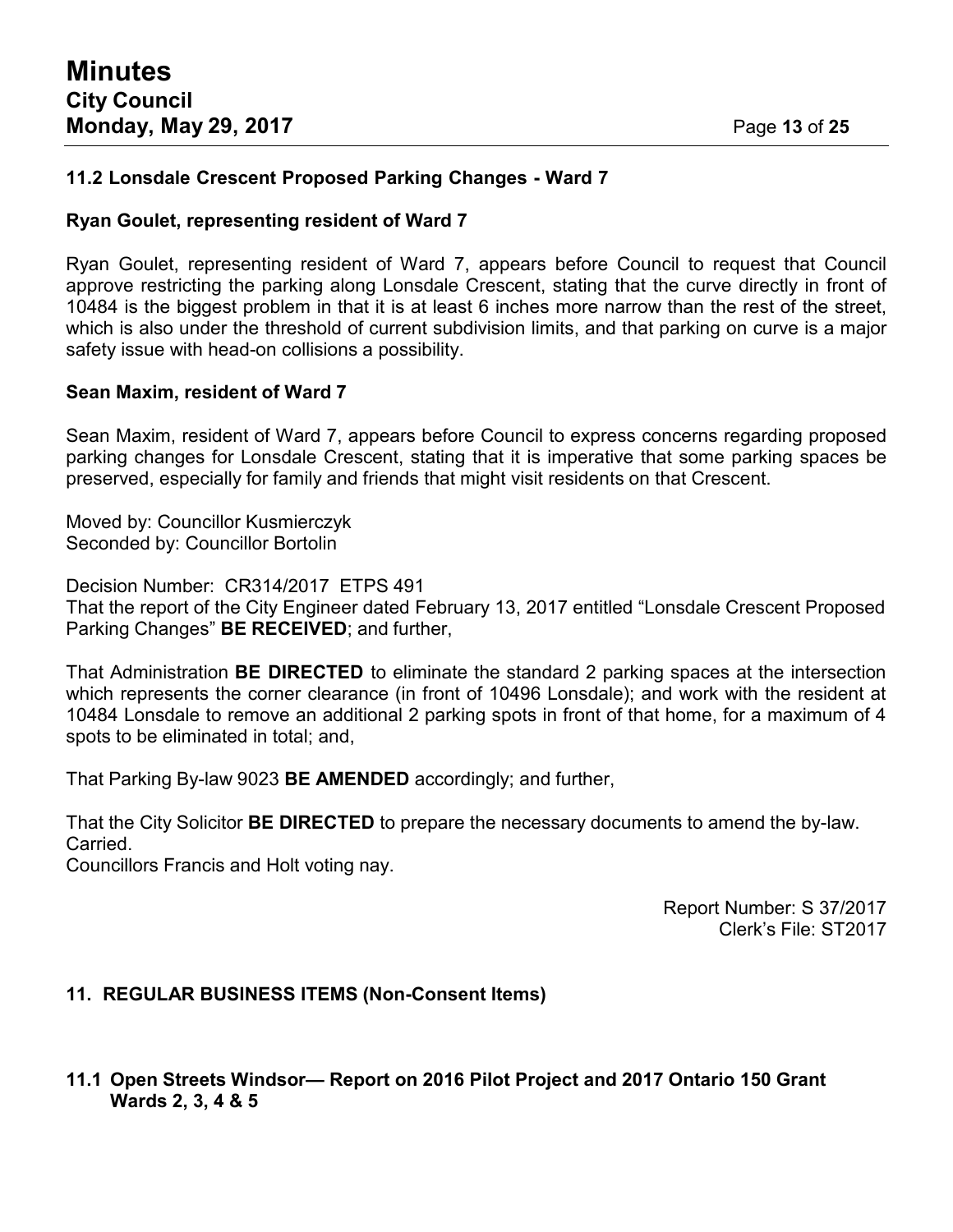### 11.2 Lonsdale Crescent Proposed Parking Changes - Ward 7

**Ryan Goulet, representing resident of Ward 7**

Ryan Goulet, representing resident of Ward 7, appears before Council to request that Council approve restricting the parking along Lonsdale Crescent, stating that the curve directly in front of 10484 is the biggest problem in that it is at least 6 inches more narrow than the rest of the street, which is also under the threshold of current subdivision limits, and that parking on curve is a major safety issue with head-on collisions a possibility.

**Sean Maxim, resident of Ward 7**

Sean Maxim, resident of Ward 7, appears before Council to express concerns regarding proposed parking changes for Lonsdale Crescent, stating that it is imperative that some parking spaces be preserved, especially for family and friends that might visit residents on that Crescent.

Moved by: Councillor Kusmierczyk
Seconded by: Councillor Bortolin

Decision Number: CR314/2017 ETPS 491
That the report of the City Engineer dated February 13, 2017 entitled "Lonsdale Crescent Proposed Parking Changes" **BE RECEIVED**; and further,

That Administration **BE DIRECTED** to eliminate the standard 2 parking spaces at the intersection which represents the corner clearance (in front of 10496 Lonsdale); and work with the resident at 10484 Lonsdale to remove an additional 2 parking spots in front of that home, for a maximum of 4 spots to be eliminated in total; and,

That Parking By-law 9023 **BE AMENDED** accordingly; and further,

That the City Solicitor **BE DIRECTED** to prepare the necessary documents to amend the by-law.
Carried.
Councillors Francis and Holt voting nay.

Report Number: S 37/2017
Clerk's File: ST2017

## 11. REGULAR BUSINESS ITEMS (Non-Consent Items)

### 11.1 Open Streets Windsor— Report on 2016 Pilot Project and 2017 Ontario 150 Grant Wards 2, 3, 4 & 5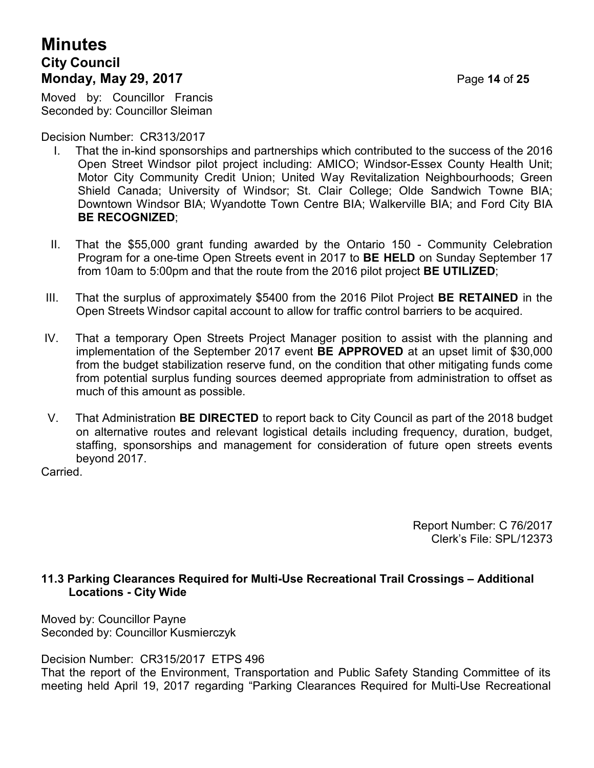Moved by: Councillor Francis
Seconded by: Councillor Sleiman

Decision Number: CR313/2017

I. That the in-kind sponsorships and partnerships which contributed to the success of the 2016 Open Street Windsor pilot project including: AMICO; Windsor-Essex County Health Unit; Motor City Community Credit Union; United Way Revitalization Neighbourhoods; Green Shield Canada; University of Windsor; St. Clair College; Olde Sandwich Towne BIA; Downtown Windsor BIA; Wyandotte Town Centre BIA; Walkerville BIA; and Ford City BIA **BE RECOGNIZED**;

II. That the $55,000 grant funding awarded by the Ontario 150 - Community Celebration Program for a one-time Open Streets event in 2017 to **BE HELD** on Sunday September 17 from 10am to 5:00pm and that the route from the 2016 pilot project **BE UTILIZED**;

III. That the surplus of approximately $5400 from the 2016 Pilot Project **BE RETAINED** in the Open Streets Windsor capital account to allow for traffic control barriers to be acquired.

IV. That a temporary Open Streets Project Manager position to assist with the planning and implementation of the September 2017 event **BE APPROVED** at an upset limit of $30,000 from the budget stabilization reserve fund, on the condition that other mitigating funds come from potential surplus funding sources deemed appropriate from administration to offset as much of this amount as possible.

V. That Administration **BE DIRECTED** to report back to City Council as part of the 2018 budget on alternative routes and relevant logistical details including frequency, duration, budget, staffing, sponsorships and management for consideration of future open streets events beyond 2017.

Carried.

Report Number: C 76/2017
Clerk's File: SPL/12373

### 11.3 Parking Clearances Required for Multi-Use Recreational Trail Crossings – Additional Locations - City Wide

Moved by: Councillor Payne
Seconded by: Councillor Kusmierczyk

Decision Number: CR315/2017 ETPS 496

That the report of the Environment, Transportation and Public Safety Standing Committee of its meeting held April 19, 2017 regarding "Parking Clearances Required for Multi-Use Recreational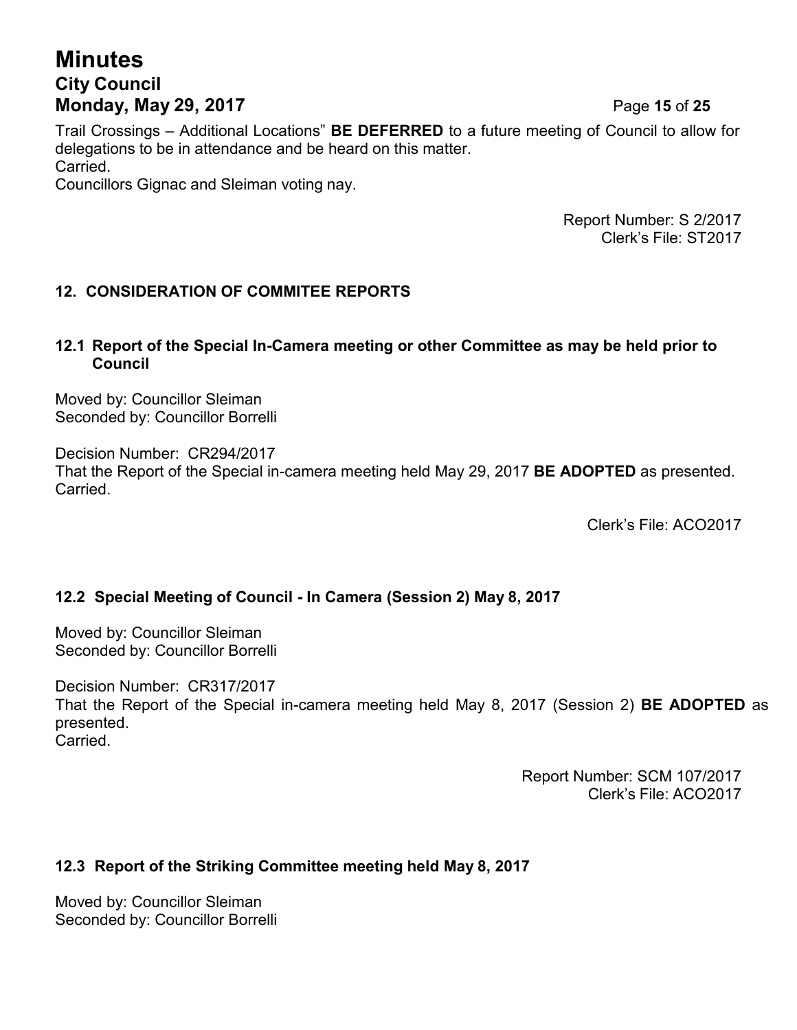Trail Crossings – Additional Locations" **BE DEFERRED** to a future meeting of Council to allow for delegations to be in attendance and be heard on this matter.
Carried.
Councillors Gignac and Sleiman voting nay.

Report Number: S 2/2017
Clerk's File: ST2017

## 12. CONSIDERATION OF COMMITEE REPORTS

### 12.1 Report of the Special In-Camera meeting or other Committee as may be held prior to Council

Moved by: Councillor Sleiman
Seconded by: Councillor Borrelli

Decision Number: CR294/2017
That the Report of the Special in-camera meeting held May 29, 2017 **BE ADOPTED** as presented.
Carried.

Clerk's File: ACO2017

### 12.2 Special Meeting of Council - In Camera (Session 2) May 8, 2017

Moved by: Councillor Sleiman
Seconded by: Councillor Borrelli

Decision Number: CR317/2017
That the Report of the Special in-camera meeting held May 8, 2017 (Session 2) **BE ADOPTED** as presented.
Carried.

Report Number: SCM 107/2017
Clerk's File: ACO2017

### 12.3 Report of the Striking Committee meeting held May 8, 2017

Moved by: Councillor Sleiman
Seconded by: Councillor Borrelli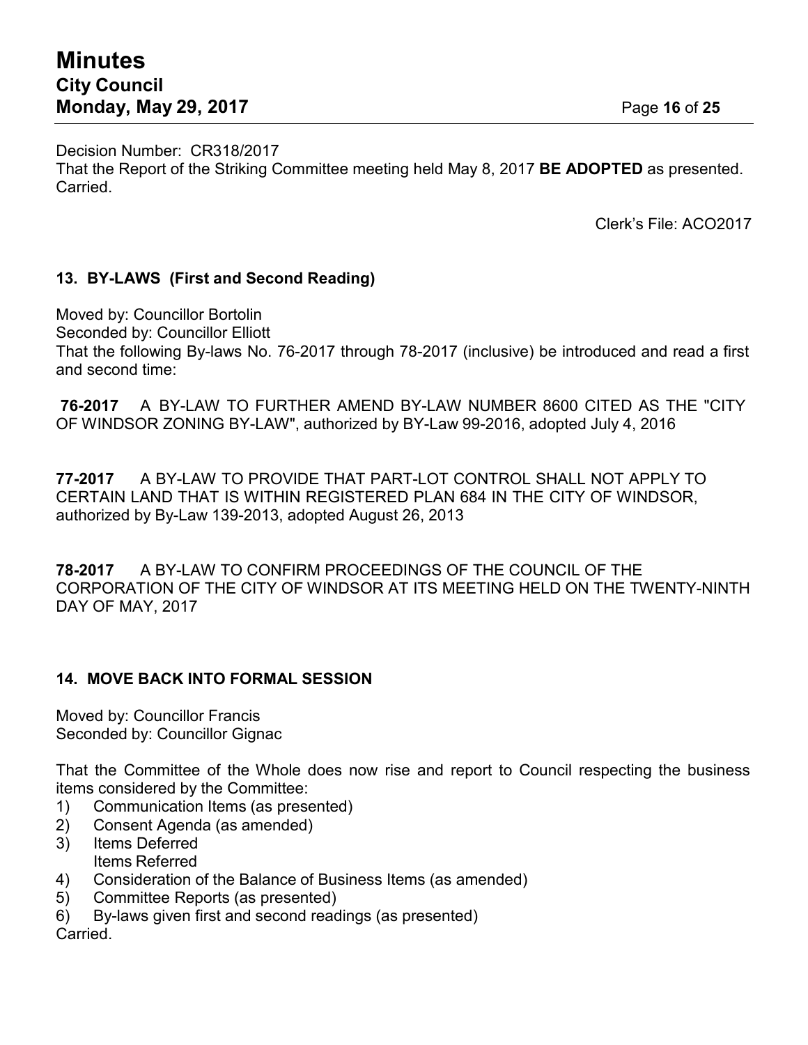Decision Number: CR318/2017
That the Report of the Striking Committee meeting held May 8, 2017 **BE ADOPTED** as presented.
Carried.

Clerk's File: ACO2017

### 13. BY-LAWS (First and Second Reading)

Moved by: Councillor Bortolin
Seconded by: Councillor Elliott
That the following By-laws No. 76-2017 through 78-2017 (inclusive) be introduced and read a first and second time:

**76-2017** A BY-LAW TO FURTHER AMEND BY-LAW NUMBER 8600 CITED AS THE "CITY OF WINDSOR ZONING BY-LAW", authorized by BY-Law 99-2016, adopted July 4, 2016

**77-2017** A BY-LAW TO PROVIDE THAT PART-LOT CONTROL SHALL NOT APPLY TO CERTAIN LAND THAT IS WITHIN REGISTERED PLAN 684 IN THE CITY OF WINDSOR, authorized by By-Law 139-2013, adopted August 26, 2013

**78-2017** A BY-LAW TO CONFIRM PROCEEDINGS OF THE COUNCIL OF THE CORPORATION OF THE CITY OF WINDSOR AT ITS MEETING HELD ON THE TWENTY-NINTH DAY OF MAY, 2017

### 14. MOVE BACK INTO FORMAL SESSION

Moved by: Councillor Francis
Seconded by: Councillor Gignac

That the Committee of the Whole does now rise and report to Council respecting the business items considered by the Committee:

1) Communication Items (as presented)
2) Consent Agenda (as amended)
3) Items Deferred
   Items Referred
4) Consideration of the Balance of Business Items (as amended)
5) Committee Reports (as presented)
6) By-laws given first and second readings (as presented)

Carried.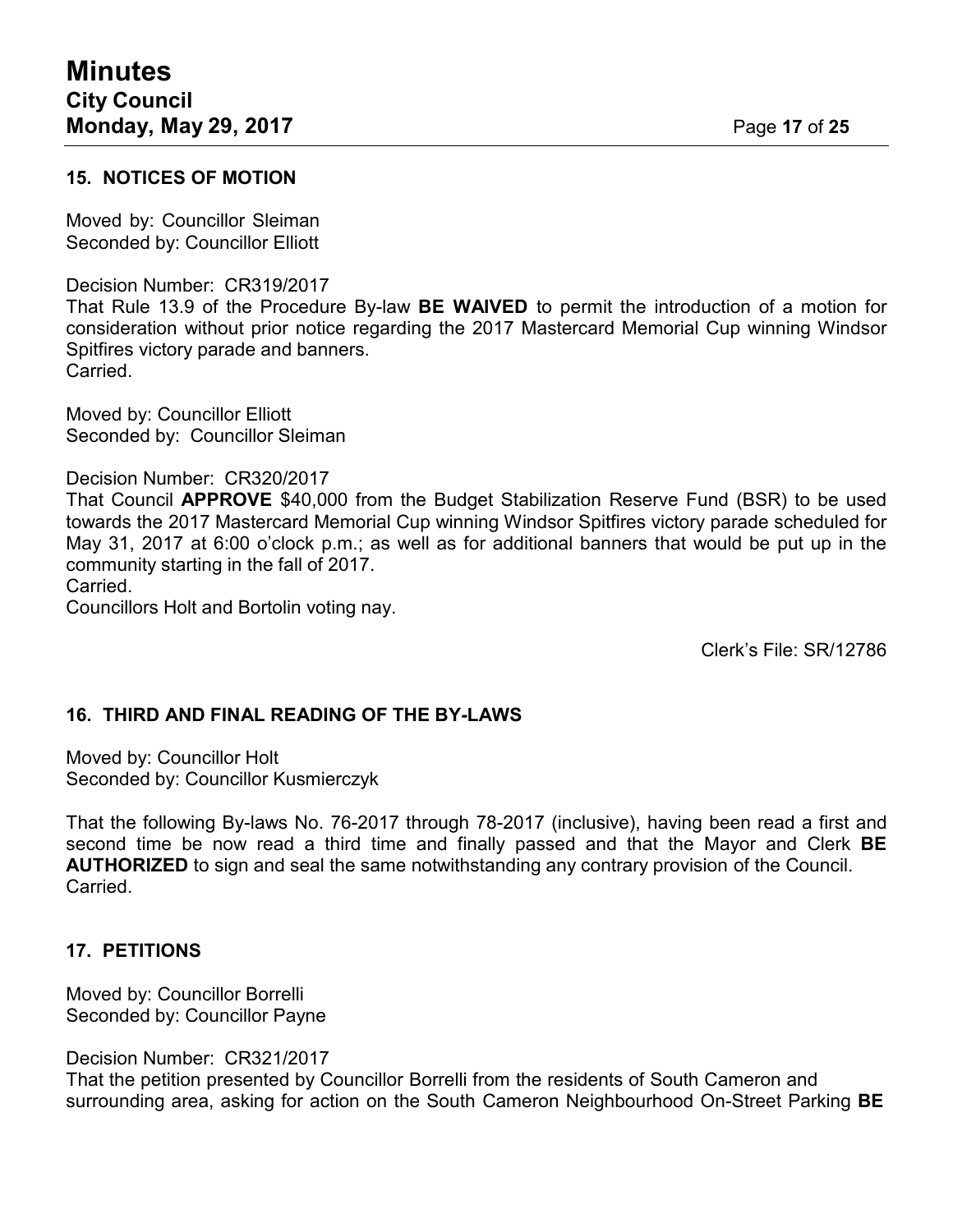## 15. NOTICES OF MOTION

Moved by: Councillor Sleiman
Seconded by: Councillor Elliott

Decision Number: CR319/2017
That Rule 13.9 of the Procedure By-law **BE WAIVED** to permit the introduction of a motion for consideration without prior notice regarding the 2017 Mastercard Memorial Cup winning Windsor Spitfires victory parade and banners.
Carried.

Moved by: Councillor Elliott
Seconded by: Councillor Sleiman

Decision Number: CR320/2017
That Council **APPROVE** $40,000 from the Budget Stabilization Reserve Fund (BSR) to be used towards the 2017 Mastercard Memorial Cup winning Windsor Spitfires victory parade scheduled for May 31, 2017 at 6:00 o'clock p.m.; as well as for additional banners that would be put up in the community starting in the fall of 2017.
Carried.
Councillors Holt and Bortolin voting nay.

Clerk's File: SR/12786

## 16. THIRD AND FINAL READING OF THE BY-LAWS

Moved by: Councillor Holt
Seconded by: Councillor Kusmierczyk

That the following By-laws No. 76-2017 through 78-2017 (inclusive), having been read a first and second time be now read a third time and finally passed and that the Mayor and Clerk **BE AUTHORIZED** to sign and seal the same notwithstanding any contrary provision of the Council.
Carried.

## 17. PETITIONS

Moved by: Councillor Borrelli
Seconded by: Councillor Payne

Decision Number: CR321/2017
That the petition presented by Councillor Borrelli from the residents of South Cameron and surrounding area, asking for action on the South Cameron Neighbourhood On-Street Parking **BE**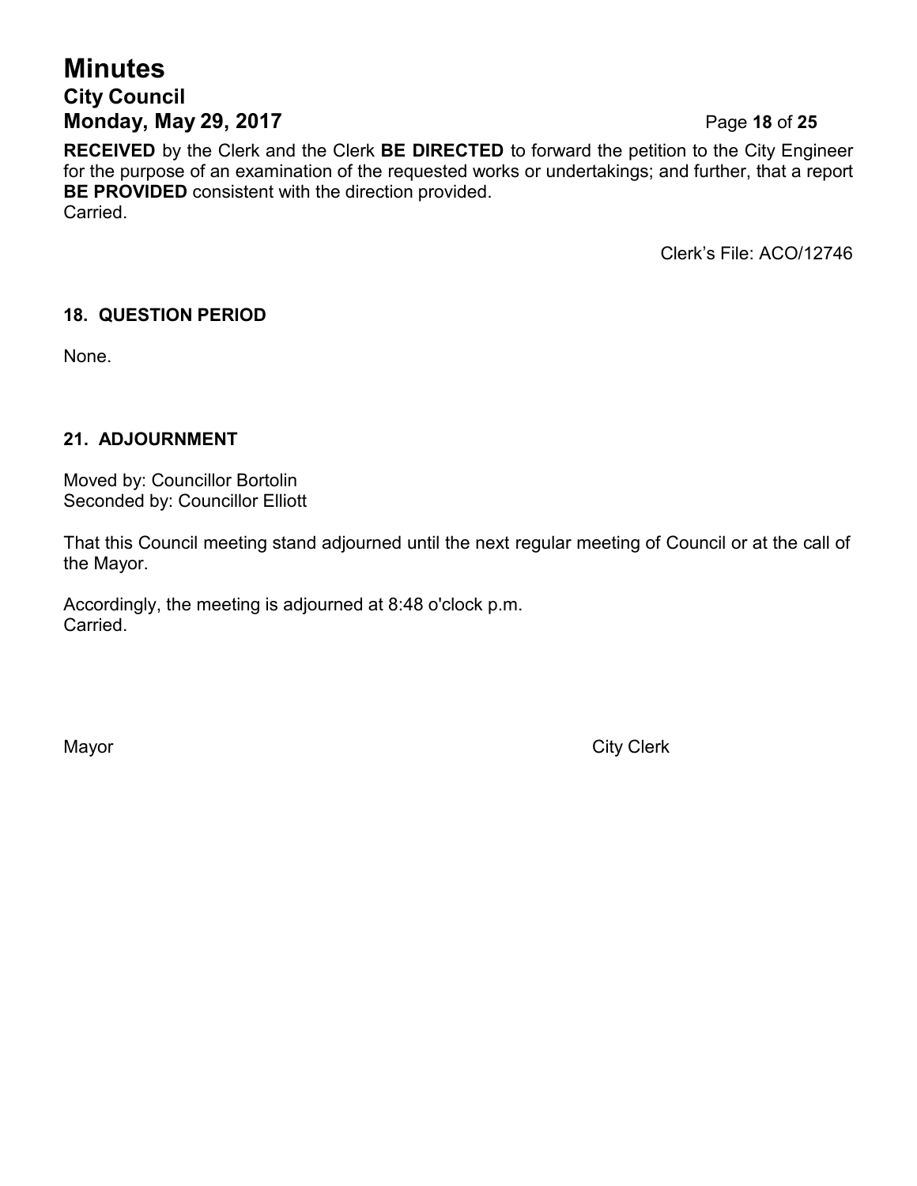**RECEIVED** by the Clerk and the Clerk **BE DIRECTED** to forward the petition to the City Engineer for the purpose of an examination of the requested works or undertakings; and further, that a report **BE PROVIDED** consistent with the direction provided.
Carried.

Clerk's File: ACO/12746

### 18. QUESTION PERIOD

None.

### 21. ADJOURNMENT

Moved by: Councillor Bortolin
Seconded by: Councillor Elliott

That this Council meeting stand adjourned until the next regular meeting of Council or at the call of the Mayor.

Accordingly, the meeting is adjourned at 8:48 o'clock p.m.
Carried.

Mayor

City Clerk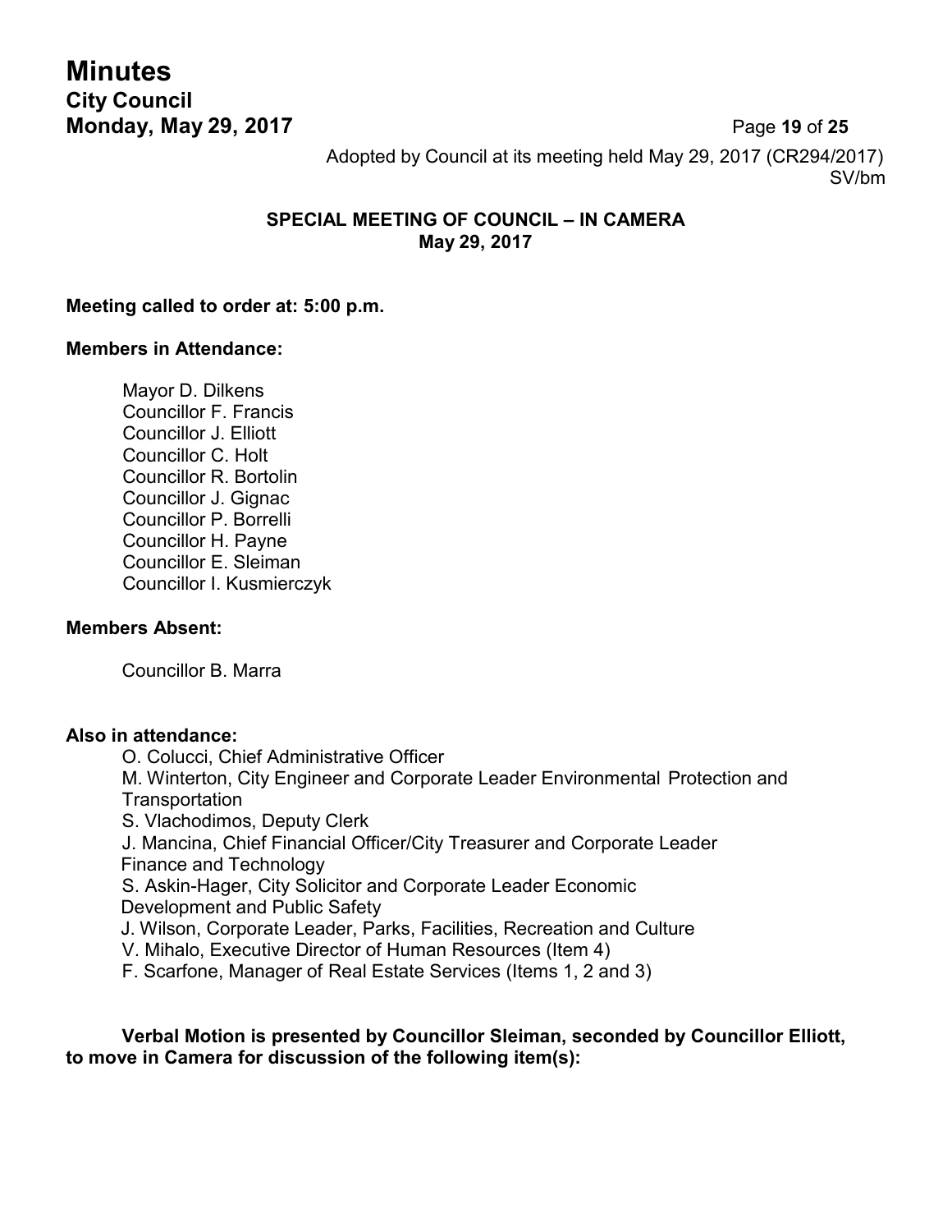Adopted by Council at its meeting held May 29, 2017 (CR294/2017)
SV/bm

## SPECIAL MEETING OF COUNCIL – IN CAMERA
## May 29, 2017

**Meeting called to order at: 5:00 p.m.**

**Members in Attendance:**

Mayor D. Dilkens
Councillor F. Francis
Councillor J. Elliott
Councillor C. Holt
Councillor R. Bortolin
Councillor J. Gignac
Councillor P. Borrelli
Councillor H. Payne
Councillor E. Sleiman
Councillor I. Kusmierczyk

**Members Absent:**

Councillor B. Marra

**Also in attendance:**

O. Colucci, Chief Administrative Officer
M. Winterton, City Engineer and Corporate Leader Environmental Protection and Transportation
S. Vlachodimos, Deputy Clerk
J. Mancina, Chief Financial Officer/City Treasurer and Corporate Leader Finance and Technology
S. Askin-Hager, City Solicitor and Corporate Leader Economic Development and Public Safety
J. Wilson, Corporate Leader, Parks, Facilities, Recreation and Culture
V. Mihalo, Executive Director of Human Resources (Item 4)
F. Scarfone, Manager of Real Estate Services (Items 1, 2 and 3)

**Verbal Motion is presented by Councillor Sleiman, seconded by Councillor Elliott, to move in Camera for discussion of the following item(s):**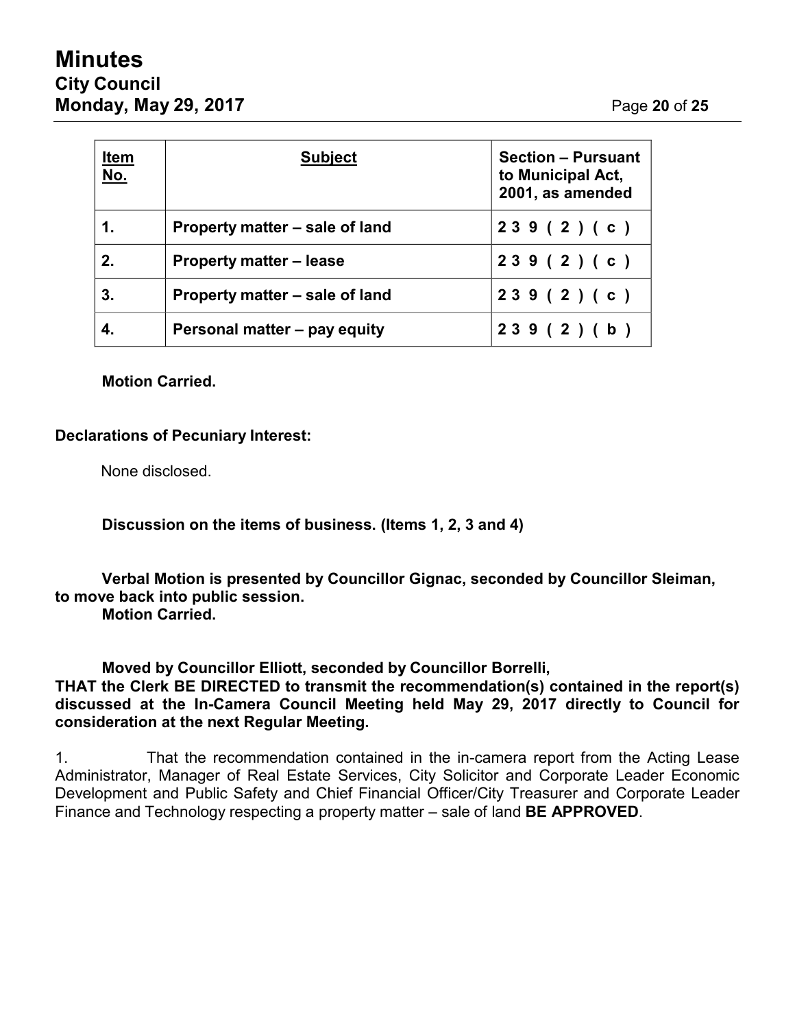| Item No. | Subject | Section – Pursuant to Municipal Act, 2001, as amended |
|---|---|---|
| 1. | Property matter – sale of land | 239 (2) (c) |
| 2. | Property matter – lease | 239 (2) (c) |
| 3. | Property matter – sale of land | 239 (2) (c) |
| 4. | Personal matter – pay equity | 239 (2) (b) |

**Motion Carried.**

**Declarations of Pecuniary Interest:**

None disclosed.

**Discussion on the items of business. (Items 1, 2, 3 and 4)**

**Verbal Motion is presented by Councillor Gignac, seconded by Councillor Sleiman, to move back into public session.**
**Motion Carried.**

**Moved by Councillor Elliott, seconded by Councillor Borrelli,**
**THAT the Clerk BE DIRECTED to transmit the recommendation(s) contained in the report(s) discussed at the In-Camera Council Meeting held May 29, 2017 directly to Council for consideration at the next Regular Meeting.**

1. That the recommendation contained in the in-camera report from the Acting Lease Administrator, Manager of Real Estate Services, City Solicitor and Corporate Leader Economic Development and Public Safety and Chief Financial Officer/City Treasurer and Corporate Leader Finance and Technology respecting a property matter – sale of land **BE APPROVED**.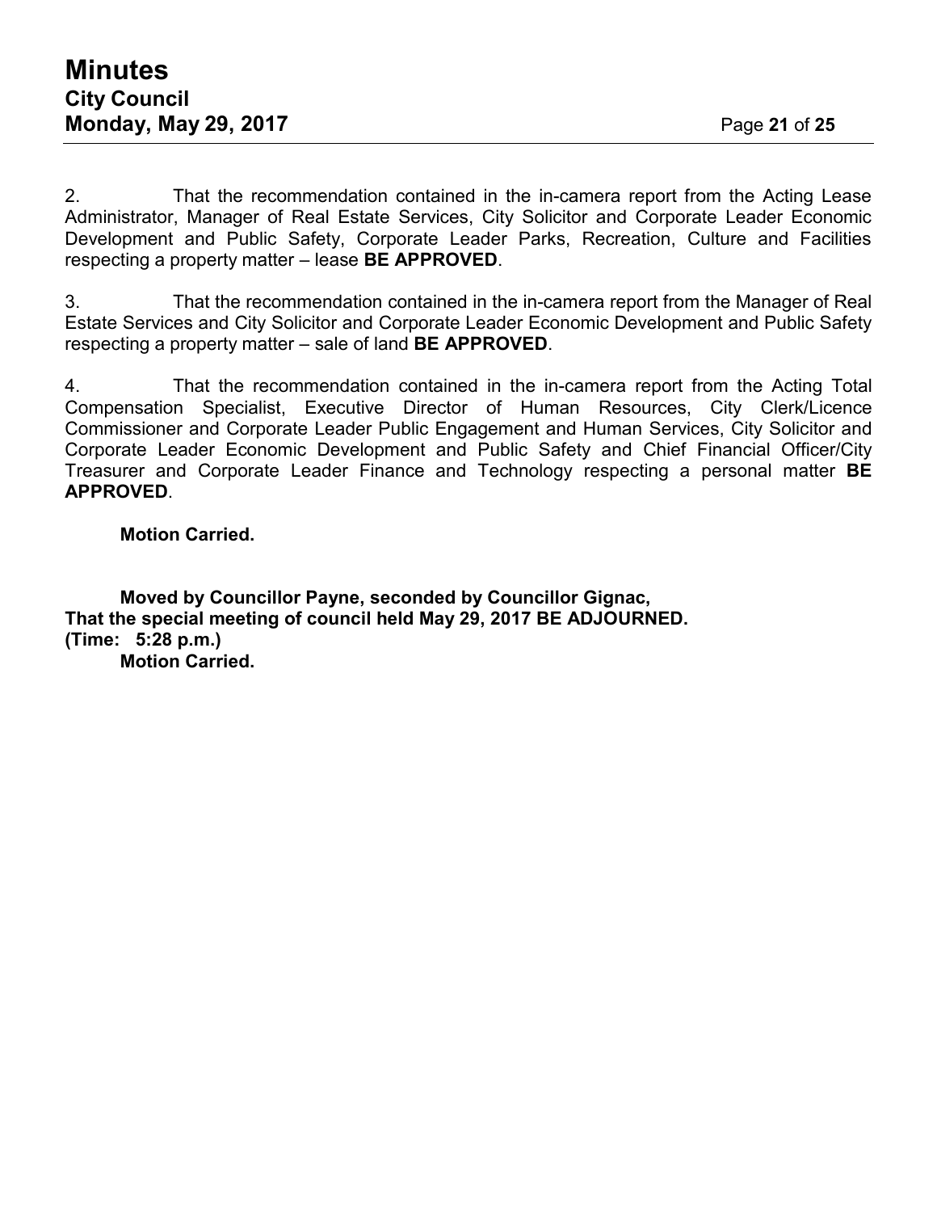2. That the recommendation contained in the in-camera report from the Acting Lease Administrator, Manager of Real Estate Services, City Solicitor and Corporate Leader Economic Development and Public Safety, Corporate Leader Parks, Recreation, Culture and Facilities respecting a property matter – lease **BE APPROVED**.

3. That the recommendation contained in the in-camera report from the Manager of Real Estate Services and City Solicitor and Corporate Leader Economic Development and Public Safety respecting a property matter – sale of land **BE APPROVED**.

4. That the recommendation contained in the in-camera report from the Acting Total Compensation Specialist, Executive Director of Human Resources, City Clerk/Licence Commissioner and Corporate Leader Public Engagement and Human Services, City Solicitor and Corporate Leader Economic Development and Public Safety and Chief Financial Officer/City Treasurer and Corporate Leader Finance and Technology respecting a personal matter **BE APPROVED**.

**Motion Carried.**

**Moved by Councillor Payne, seconded by Councillor Gignac,**
**That the special meeting of council held May 29, 2017 BE ADJOURNED.**
**(Time: 5:28 p.m.)**
**Motion Carried.**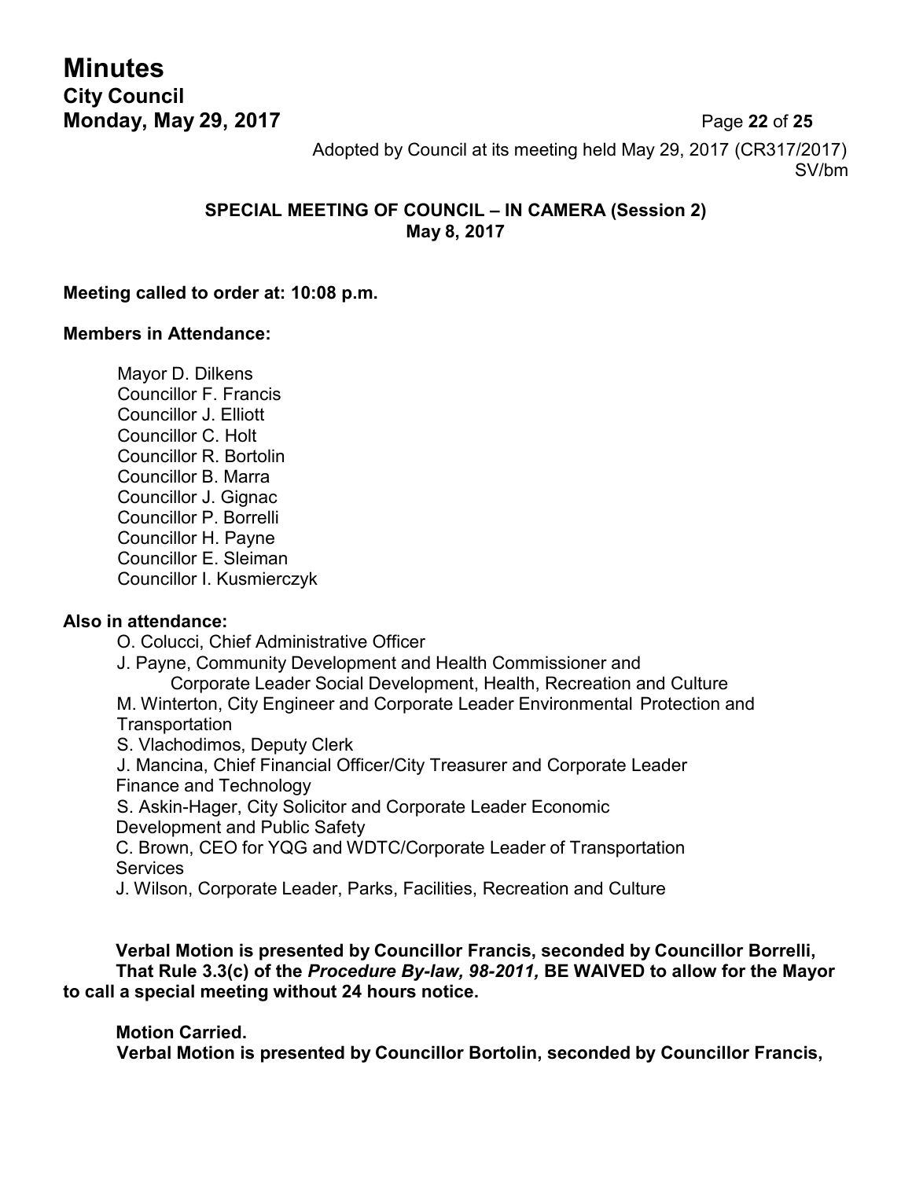Adopted by Council at its meeting held May 29, 2017 (CR317/2017)
SV/bm

### SPECIAL MEETING OF COUNCIL – IN CAMERA (Session 2)
### May 8, 2017

**Meeting called to order at: 10:08 p.m.**

**Members in Attendance:**

Mayor D. Dilkens
Councillor F. Francis
Councillor J. Elliott
Councillor C. Holt
Councillor R. Bortolin
Councillor B. Marra
Councillor J. Gignac
Councillor P. Borrelli
Councillor H. Payne
Councillor E. Sleiman
Councillor I. Kusmierczyk

**Also in attendance:**

O. Colucci, Chief Administrative Officer
J. Payne, Community Development and Health Commissioner and Corporate Leader Social Development, Health, Recreation and Culture
M. Winterton, City Engineer and Corporate Leader Environmental Protection and Transportation
S. Vlachodimos, Deputy Clerk
J. Mancina, Chief Financial Officer/City Treasurer and Corporate Leader Finance and Technology
S. Askin-Hager, City Solicitor and Corporate Leader Economic Development and Public Safety
C. Brown, CEO for YQG and WDTC/Corporate Leader of Transportation Services
J. Wilson, Corporate Leader, Parks, Facilities, Recreation and Culture

**Verbal Motion is presented by Councillor Francis, seconded by Councillor Borrelli,**
**That Rule 3.3(c) of the *Procedure By-law, 98-2011,* BE WAIVED to allow for the Mayor to call a special meeting without 24 hours notice.**

**Motion Carried.**
**Verbal Motion is presented by Councillor Bortolin, seconded by Councillor Francis,**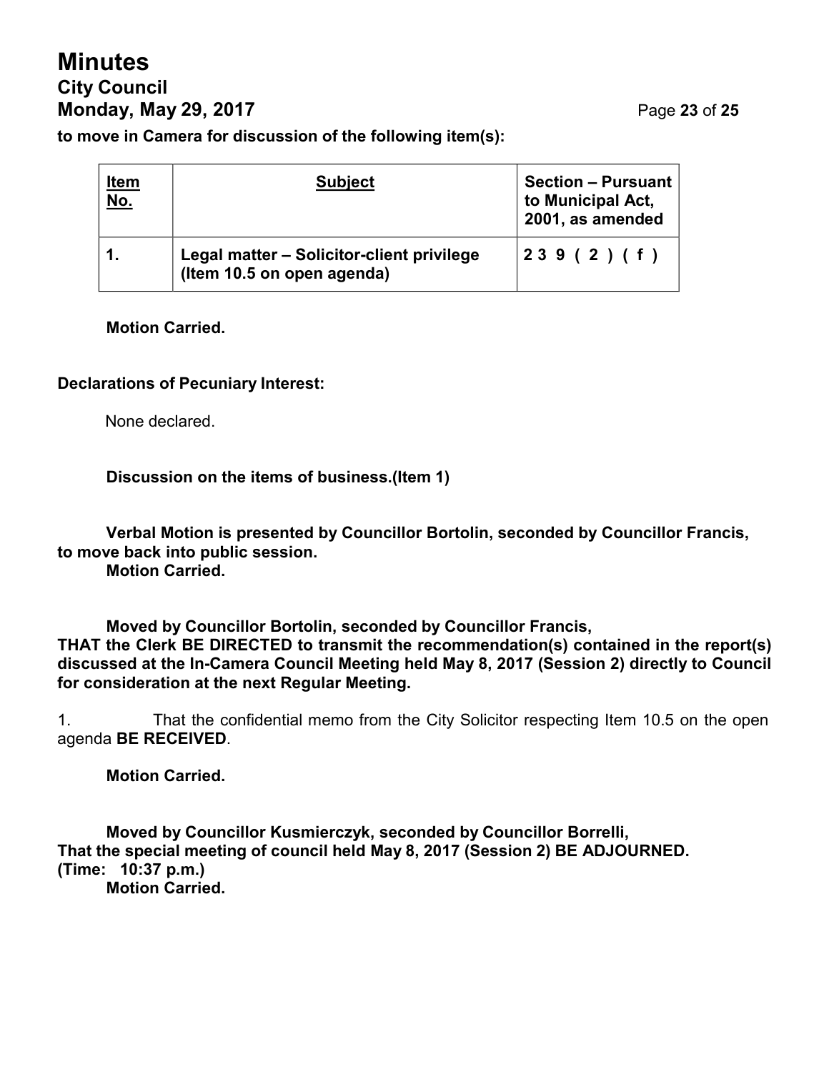**to move in Camera for discussion of the following item(s):**

| Item No. | Subject | Section – Pursuant to Municipal Act, 2001, as amended |
|---|---|---|
| 1. | Legal matter – Solicitor-client privilege (Item 10.5 on open agenda) | 239 (2) (f) |

**Motion Carried.**

**Declarations of Pecuniary Interest:**

None declared.

**Discussion on the items of business.(Item 1)**

**Verbal Motion is presented by Councillor Bortolin, seconded by Councillor Francis, to move back into public session.**
**Motion Carried.**

**Moved by Councillor Bortolin, seconded by Councillor Francis,**
**THAT the Clerk BE DIRECTED to transmit the recommendation(s) contained in the report(s) discussed at the In-Camera Council Meeting held May 8, 2017 (Session 2) directly to Council for consideration at the next Regular Meeting.**

1. That the confidential memo from the City Solicitor respecting Item 10.5 on the open agenda **BE RECEIVED**.

**Motion Carried.**

**Moved by Councillor Kusmierczyk, seconded by Councillor Borrelli,**
**That the special meeting of council held May 8, 2017 (Session 2) BE ADJOURNED.**
**(Time: 10:37 p.m.)**
**Motion Carried.**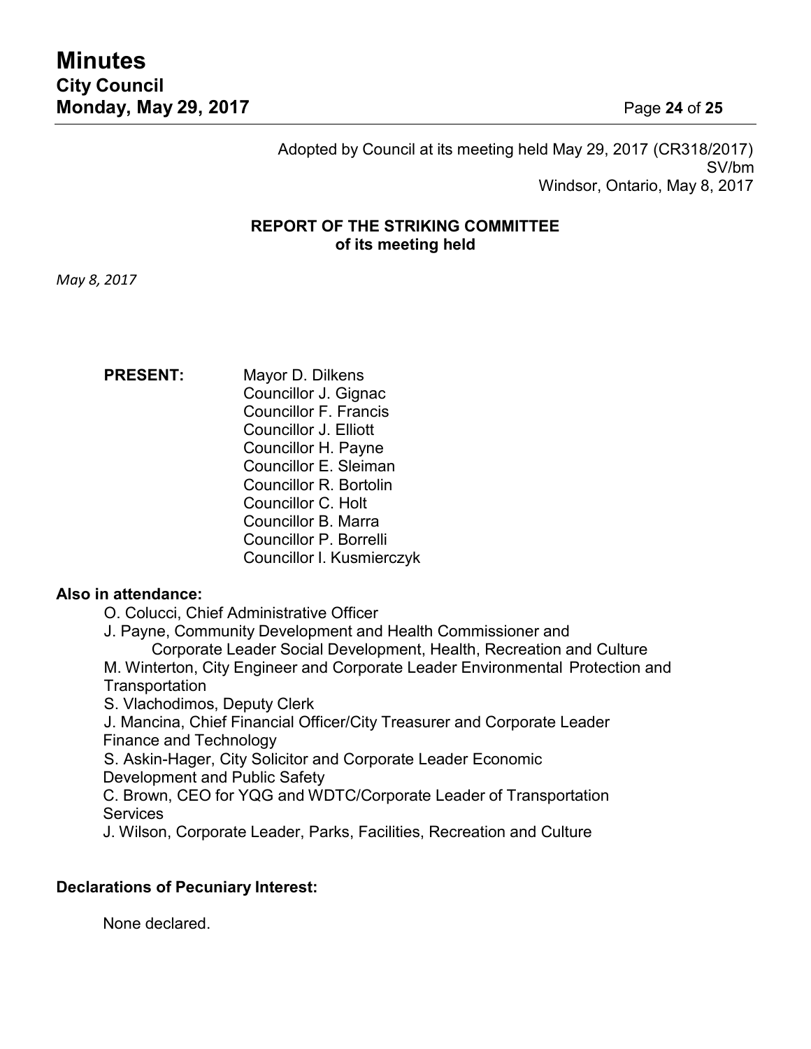Adopted by Council at its meeting held May 29, 2017 (CR318/2017)
SV/bm
Windsor, Ontario, May 8, 2017

**REPORT OF THE STRIKING COMMITTEE**
**of its meeting held**

*May 8, 2017*

**PRESENT:**
Mayor D. Dilkens
Councillor J. Gignac
Councillor F. Francis
Councillor J. Elliott
Councillor H. Payne
Councillor E. Sleiman
Councillor R. Bortolin
Councillor C. Holt
Councillor B. Marra
Councillor P. Borrelli
Councillor I. Kusmierczyk

**Also in attendance:**

O. Colucci, Chief Administrative Officer
J. Payne, Community Development and Health Commissioner and Corporate Leader Social Development, Health, Recreation and Culture
M. Winterton, City Engineer and Corporate Leader Environmental Protection and Transportation
S. Vlachodimos, Deputy Clerk
J. Mancina, Chief Financial Officer/City Treasurer and Corporate Leader Finance and Technology
S. Askin-Hager, City Solicitor and Corporate Leader Economic Development and Public Safety
C. Brown, CEO for YQG and WDTC/Corporate Leader of Transportation Services
J. Wilson, Corporate Leader, Parks, Facilities, Recreation and Culture

**Declarations of Pecuniary Interest:**

None declared.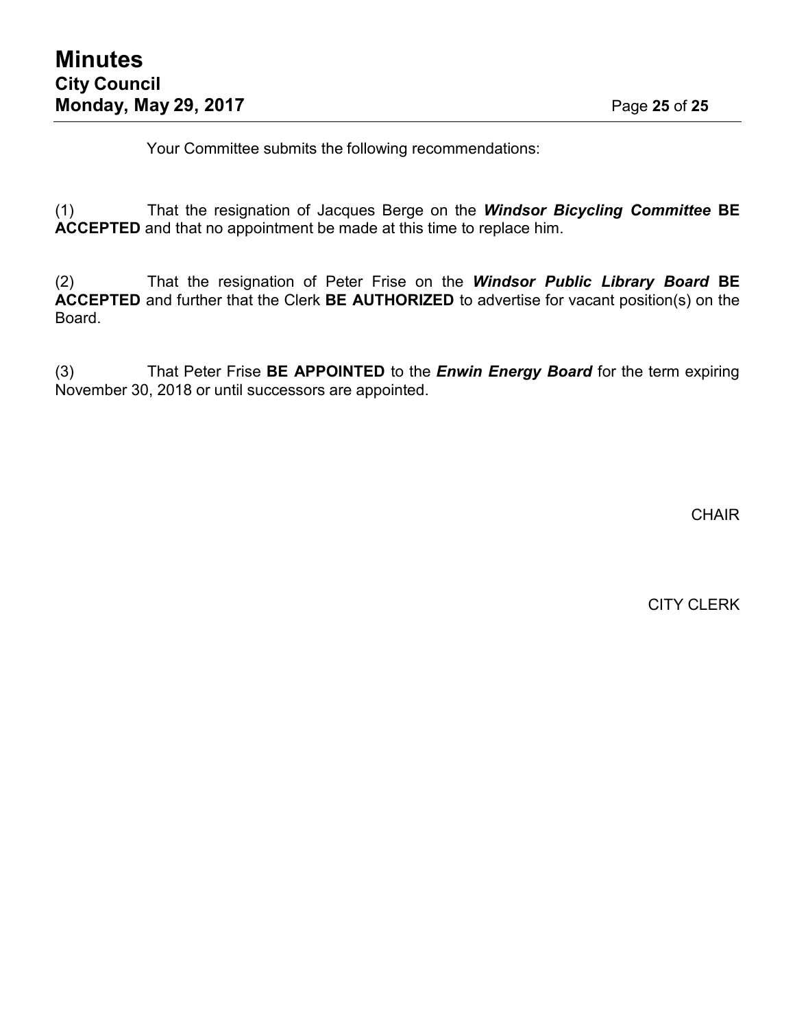Your Committee submits the following recommendations:

(1) That the resignation of Jacques Berge on the ***Windsor Bicycling Committee*** **BE ACCEPTED** and that no appointment be made at this time to replace him.

(2) That the resignation of Peter Frise on the ***Windsor Public Library Board*** **BE ACCEPTED** and further that the Clerk **BE AUTHORIZED** to advertise for vacant position(s) on the Board.

(3) That Peter Frise **BE APPOINTED** to the ***Enwin Energy Board*** for the term expiring November 30, 2018 or until successors are appointed.

CHAIR

CITY CLERK